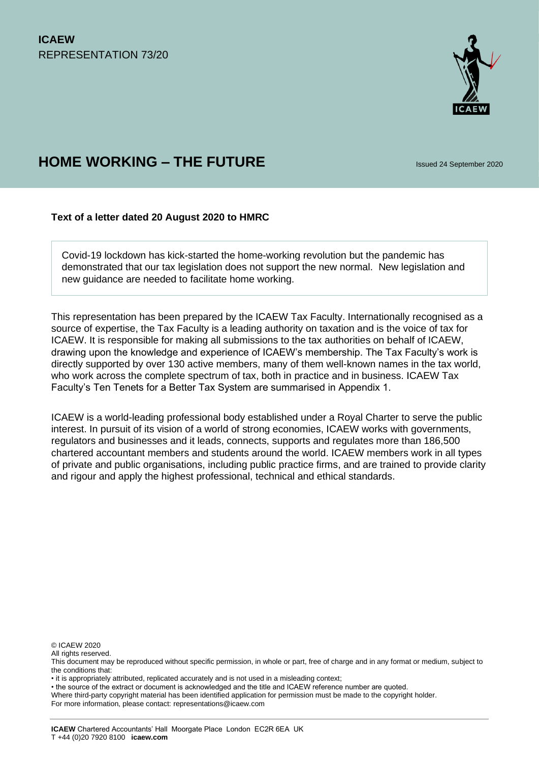**ICAEW**
REPRESENTATION 73/20

# HOME WORKING – THE FUTURE

Issued 24 September 2020

**Text of a letter dated 20 August 2020 to HMRC**

> Covid-19 lockdown has kick-started the home-working revolution but the pandemic has demonstrated that our tax legislation does not support the new normal. New legislation and new guidance are needed to facilitate home working.

This representation has been prepared by the ICAEW Tax Faculty. Internationally recognised as a source of expertise, the Tax Faculty is a leading authority on taxation and is the voice of tax for ICAEW. It is responsible for making all submissions to the tax authorities on behalf of ICAEW, drawing upon the knowledge and experience of ICAEW's membership. The Tax Faculty's work is directly supported by over 130 active members, many of them well-known names in the tax world, who work across the complete spectrum of tax, both in practice and in business. ICAEW Tax Faculty's Ten Tenets for a Better Tax System are summarised in Appendix 1.

ICAEW is a world-leading professional body established under a Royal Charter to serve the public interest. In pursuit of its vision of a world of strong economies, ICAEW works with governments, regulators and businesses and it leads, connects, supports and regulates more than 186,500 chartered accountant members and students around the world. ICAEW members work in all types of private and public organisations, including public practice firms, and are trained to provide clarity and rigour and apply the highest professional, technical and ethical standards.

© ICAEW 2020
All rights reserved.
This document may be reproduced without specific permission, in whole or part, free of charge and in any format or medium, subject to the conditions that:
- it is appropriately attributed, replicated accurately and is not used in a misleading context;
- the source of the extract or document is acknowledged and the title and ICAEW reference number are quoted.

Where third-party copyright material has been identified application for permission must be made to the copyright holder.
For more information, please contact: representations@icaew.com

**ICAEW** Chartered Accountants' Hall Moorgate Place London EC2R 6EA UK
T +44 (0)20 7920 8100 **icaew.com**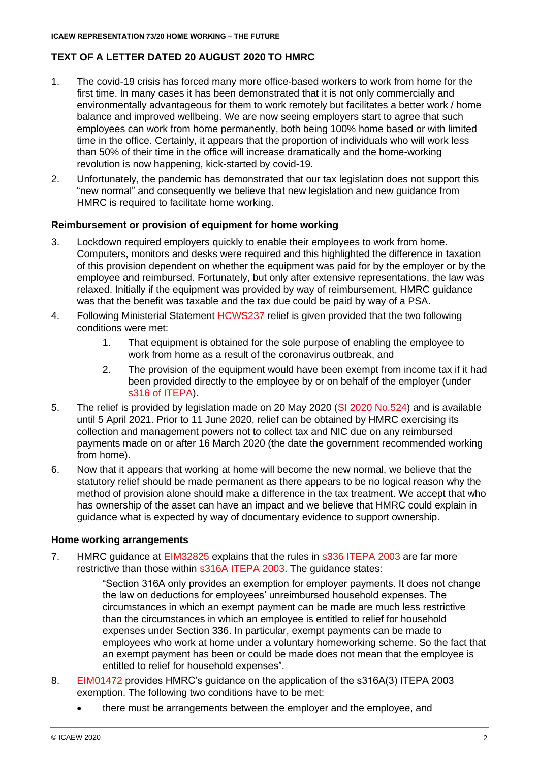## TEXT OF A LETTER DATED 20 AUGUST 2020 TO HMRC

1. The covid-19 crisis has forced many more office-based workers to work from home for the first time. In many cases it has been demonstrated that it is not only commercially and environmentally advantageous for them to work remotely but facilitates a better work / home balance and improved wellbeing. We are now seeing employers start to agree that such employees can work from home permanently, both being 100% home based or with limited time in the office. Certainly, it appears that the proportion of individuals who will work less than 50% of their time in the office will increase dramatically and the home-working revolution is now happening, kick-started by covid-19.
2. Unfortunately, the pandemic has demonstrated that our tax legislation does not support this "new normal" and consequently we believe that new legislation and new guidance from HMRC is required to facilitate home working.

### Reimbursement or provision of equipment for home working

3. Lockdown required employers quickly to enable their employees to work from home. Computers, monitors and desks were required and this highlighted the difference in taxation of this provision dependent on whether the equipment was paid for by the employer or by the employee and reimbursed. Fortunately, but only after extensive representations, the law was relaxed. Initially if the equipment was provided by way of reimbursement, HMRC guidance was that the benefit was taxable and the tax due could be paid by way of a PSA.
4. Following Ministerial Statement HCWS237 relief is given provided that the two following conditions were met:
    1. That equipment is obtained for the sole purpose of enabling the employee to work from home as a result of the coronavirus outbreak, and
    2. The provision of the equipment would have been exempt from income tax if it had been provided directly to the employee by or on behalf of the employer (under s316 of ITEPA).
5. The relief is provided by legislation made on 20 May 2020 (SI 2020 No.524) and is available until 5 April 2021. Prior to 11 June 2020, relief can be obtained by HMRC exercising its collection and management powers not to collect tax and NIC due on any reimbursed payments made on or after 16 March 2020 (the date the government recommended working from home).
6. Now that it appears that working at home will become the new normal, we believe that the statutory relief should be made permanent as there appears to be no logical reason why the method of provision alone should make a difference in the tax treatment. We accept that who has ownership of the asset can have an impact and we believe that HMRC could explain in guidance what is expected by way of documentary evidence to support ownership.

### Home working arrangements

7. HMRC guidance at EIM32825 explains that the rules in s336 ITEPA 2003 are far more restrictive than those within s316A ITEPA 2003. The guidance states:

    > "Section 316A only provides an exemption for employer payments. It does not change the law on deductions for employees' unreimbursed household expenses. The circumstances in which an exempt payment can be made are much less restrictive than the circumstances in which an employee is entitled to relief for household expenses under Section 336. In particular, exempt payments can be made to employees who work at home under a voluntary homeworking scheme. So the fact that an exempt payment has been or could be made does not mean that the employee is entitled to relief for household expenses".

8. EIM01472 provides HMRC's guidance on the application of the s316A(3) ITEPA 2003 exemption. The following two conditions have to be met:
    - there must be arrangements between the employer and the employee, and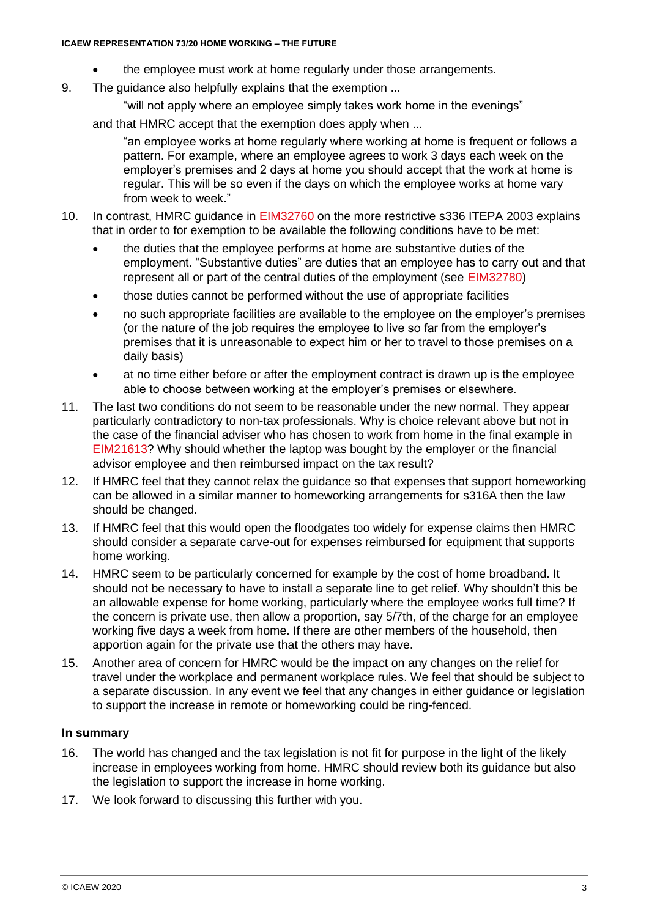- the employee must work at home regularly under those arrangements.

9. The guidance also helpfully explains that the exemption ...

    "will not apply where an employee simply takes work home in the evenings"

    and that HMRC accept that the exemption does apply when ...

    "an employee works at home regularly where working at home is frequent or follows a pattern. For example, where an employee agrees to work 3 days each week on the employer's premises and 2 days at home you should accept that the work at home is regular. This will be so even if the days on which the employee works at home vary from week to week."

10. In contrast, HMRC guidance in EIM32760 on the more restrictive s336 ITEPA 2003 explains that in order to for exemption to be available the following conditions have to be met:

    - the duties that the employee performs at home are substantive duties of the employment. "Substantive duties" are duties that an employee has to carry out and that represent all or part of the central duties of the employment (see EIM32780)
    - those duties cannot be performed without the use of appropriate facilities
    - no such appropriate facilities are available to the employee on the employer's premises (or the nature of the job requires the employee to live so far from the employer's premises that it is unreasonable to expect him or her to travel to those premises on a daily basis)
    - at no time either before or after the employment contract is drawn up is the employee able to choose between working at the employer's premises or elsewhere.

11. The last two conditions do not seem to be reasonable under the new normal. They appear particularly contradictory to non-tax professionals. Why is choice relevant above but not in the case of the financial adviser who has chosen to work from home in the final example in EIM21613? Why should whether the laptop was bought by the employer or the financial advisor employee and then reimbursed impact on the tax result?

12. If HMRC feel that they cannot relax the guidance so that expenses that support homeworking can be allowed in a similar manner to homeworking arrangements for s316A then the law should be changed.

13. If HMRC feel that this would open the floodgates too widely for expense claims then HMRC should consider a separate carve-out for expenses reimbursed for equipment that supports home working.

14. HMRC seem to be particularly concerned for example by the cost of home broadband. It should not be necessary to have to install a separate line to get relief. Why shouldn't this be an allowable expense for home working, particularly where the employee works full time? If the concern is private use, then allow a proportion, say 5/7th, of the charge for an employee working five days a week from home. If there are other members of the household, then apportion again for the private use that the others may have.

15. Another area of concern for HMRC would be the impact on any changes on the relief for travel under the workplace and permanent workplace rules. We feel that should be subject to a separate discussion. In any event we feel that any changes in either guidance or legislation to support the increase in remote or homeworking could be ring-fenced.

### In summary

16. The world has changed and the tax legislation is not fit for purpose in the light of the likely increase in employees working from home. HMRC should review both its guidance but also the legislation to support the increase in home working.

17. We look forward to discussing this further with you.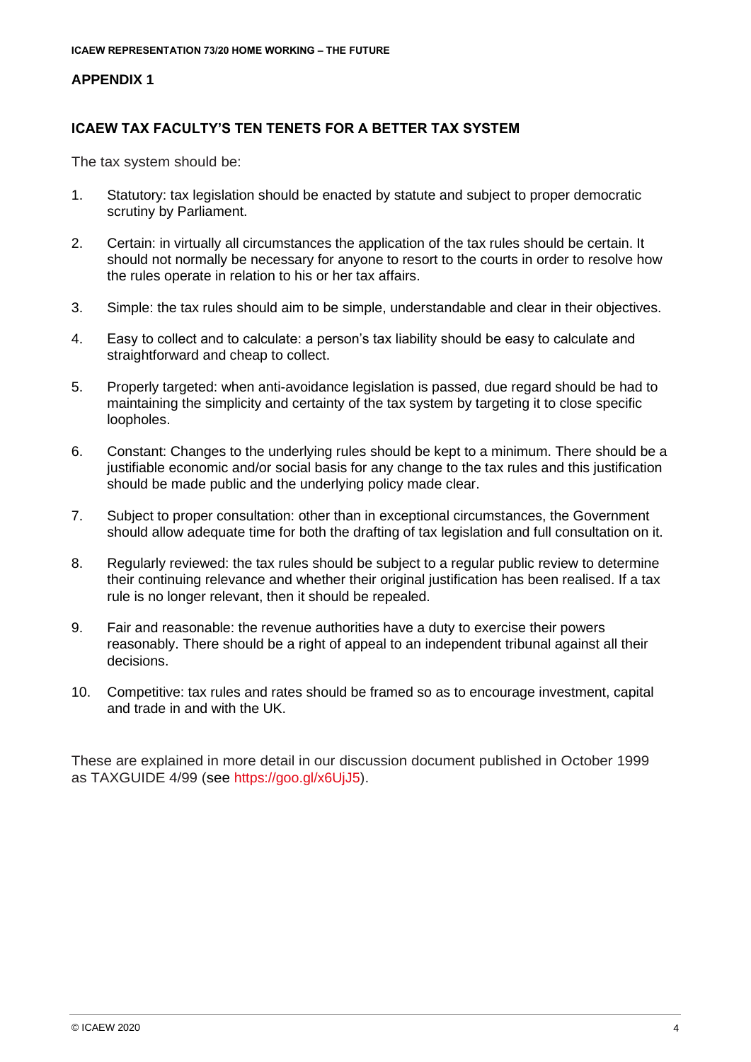## APPENDIX 1

### ICAEW TAX FACULTY'S TEN TENETS FOR A BETTER TAX SYSTEM

The tax system should be:

1. Statutory: tax legislation should be enacted by statute and subject to proper democratic scrutiny by Parliament.

2. Certain: in virtually all circumstances the application of the tax rules should be certain. It should not normally be necessary for anyone to resort to the courts in order to resolve how the rules operate in relation to his or her tax affairs.

3. Simple: the tax rules should aim to be simple, understandable and clear in their objectives.

4. Easy to collect and to calculate: a person's tax liability should be easy to calculate and straightforward and cheap to collect.

5. Properly targeted: when anti-avoidance legislation is passed, due regard should be had to maintaining the simplicity and certainty of the tax system by targeting it to close specific loopholes.

6. Constant: Changes to the underlying rules should be kept to a minimum. There should be a justifiable economic and/or social basis for any change to the tax rules and this justification should be made public and the underlying policy made clear.

7. Subject to proper consultation: other than in exceptional circumstances, the Government should allow adequate time for both the drafting of tax legislation and full consultation on it.

8. Regularly reviewed: the tax rules should be subject to a regular public review to determine their continuing relevance and whether their original justification has been realised. If a tax rule is no longer relevant, then it should be repealed.

9. Fair and reasonable: the revenue authorities have a duty to exercise their powers reasonably. There should be a right of appeal to an independent tribunal against all their decisions.

10. Competitive: tax rules and rates should be framed so as to encourage investment, capital and trade in and with the UK.

These are explained in more detail in our discussion document published in October 1999 as TAXGUIDE 4/99 (see https://goo.gl/x6UjJ5).